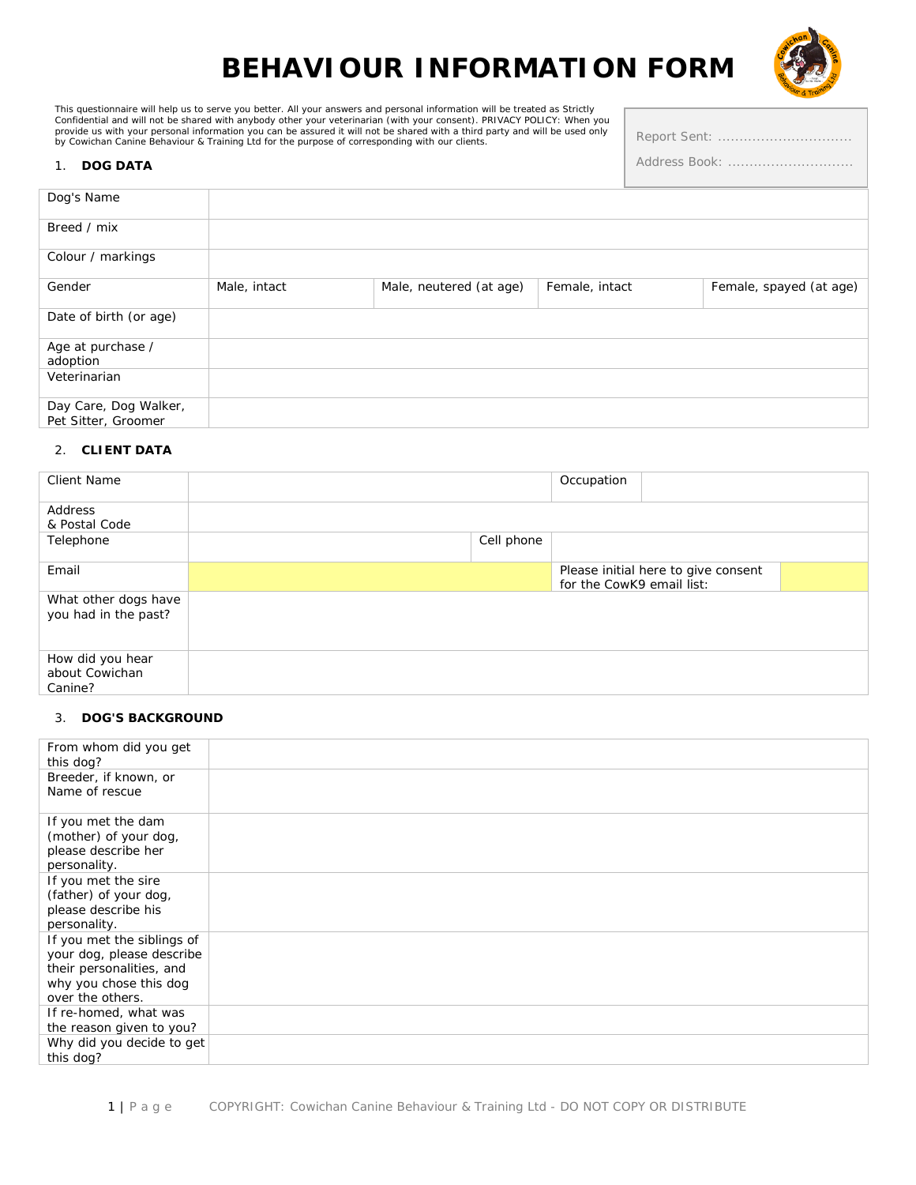# BEHAVIOUR INFORMATION FORM

This questionnaire will help us to serve you better. All your answers and personal information will be treated as Strictly Confidential and will not be shared with anybody other your veterinarian (with your consent). PRIVACY POLICY: When you provide us with your personal information you can be assured it will not be shared with a third party and will be used only by Cowichan Canine Behaviour & Training Ltd for the purpose of corresponding with our clients.

Report Sent: ..............................

Address Book: .............................

## 1. DOG DATA

| Dog's Name | | | | |
|---|---|---|---|---|
| Breed / mix | | | | |
| Colour / markings | | | | |
| Gender | Male, intact | Male, neutered (at age) | Female, intact | Female, spayed (at age) |
| Date of birth (or age) | | | | |
| Age at purchase / adoption | | | | |
| Veterinarian | | | | |
| Day Care, Dog Walker, Pet Sitter, Groomer | | | | |

## 2. CLIENT DATA

| Client Name | | | Occupation | |
|---|---|---|---|---|
| Address & Postal Code | | | | |
| Telephone | | Cell phone | | |
| Email | | | Please initial here to give consent for the CowK9 email list: | |
| What other dogs have you had in the past? | | | | |
| How did you hear about Cowichan Canine? | | | | |

## 3. DOG'S BACKGROUND

| From whom did you get this dog? | |
|---|---|
| Breeder, if known, or Name of rescue | |
| If you met the dam (mother) of your dog, please describe her personality. | |
| If you met the sire (father) of your dog, please describe his personality. | |
| If you met the siblings of your dog, please describe their personalities, and why you chose this dog over the others. | |
| If re-homed, what was the reason given to you? | |
| Why did you decide to get this dog? | |

COPYRIGHT: Cowichan Canine Behaviour & Training Ltd - DO NOT COPY OR DISTRIBUTE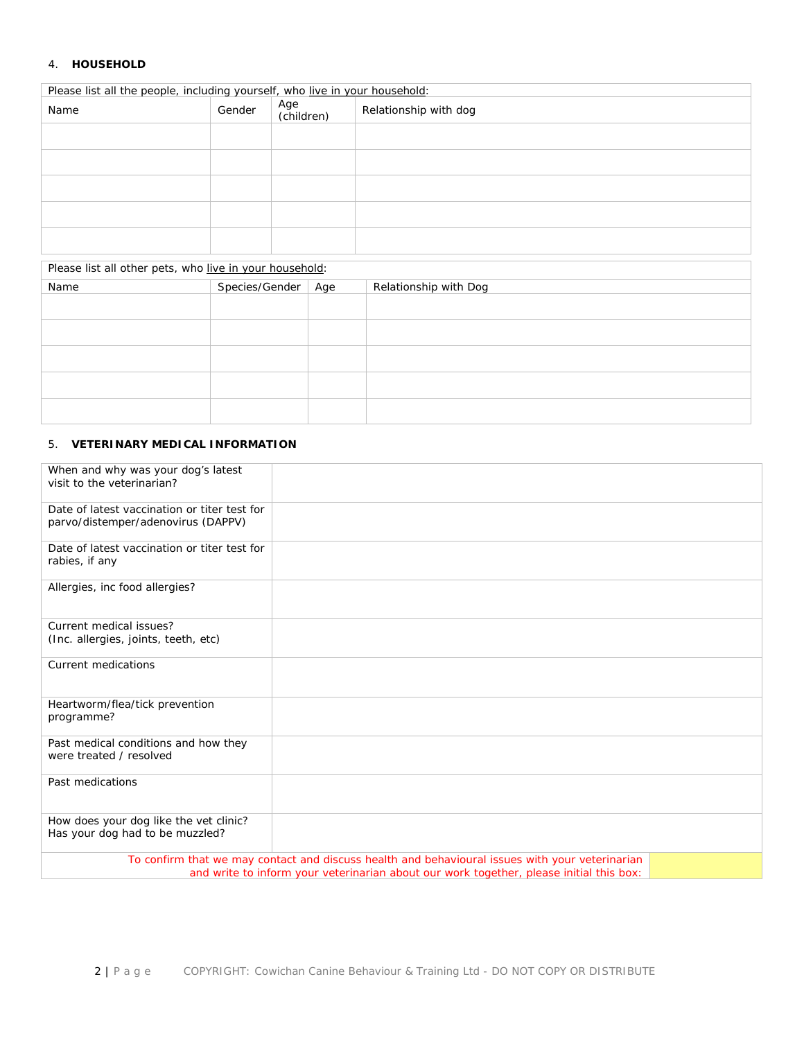## 4. HOUSEHOLD

Please list all the people, including yourself, who live in your household:

| Name | Gender | Age (children) | Relationship with dog |
|---|---|---|---|
| | | | |
| | | | |
| | | | |
| | | | |
| | | | |

Please list all other pets, who live in your household:

| Name | Species/Gender | Age | Relationship with Dog |
|---|---|---|---|
| | | | |
| | | | |
| | | | |
| | | | |
| | | | |

## 5. VETERINARY MEDICAL INFORMATION

| | |
|---|---|
| When and why was your dog's latest visit to the veterinarian? | |
| Date of latest vaccination or titer test for parvo/distemper/adenovirus (DAPPV) | |
| Date of latest vaccination or titer test for rabies, if any | |
| Allergies, inc food allergies? | |
| Current medical issues? (Inc. allergies, joints, teeth, etc) | |
| Current medications | |
| Heartworm/flea/tick prevention programme? | |
| Past medical conditions and how they were treated / resolved | |
| Past medications | |
| How does your dog like the vet clinic? Has your dog had to be muzzled? | |
| To confirm that we may contact and discuss health and behavioural issues with your veterinarian and write to inform your veterinarian about our work together, please initial this box: | |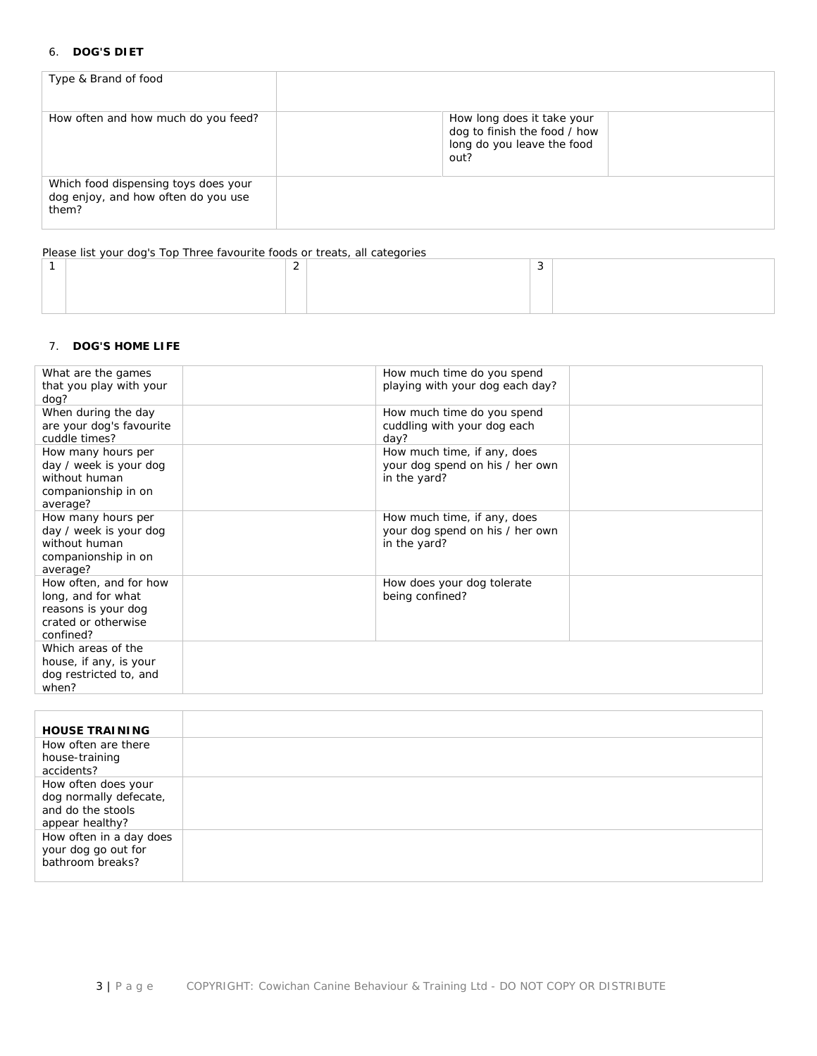## 6. DOG'S DIET

| Type & Brand of food | | | |
|---|---|---|---|
| How often and how much do you feed? | | How long does it take your dog to finish the food / how long do you leave the food out? | |
| Which food dispensing toys does your dog enjoy, and how often do you use them? | | | |

Please list your dog's Top Three favourite foods or treats, all categories

| 1 | | 2 | | 3 | |
|---|---|---|---|---|---|
| | | | | | |

## 7. DOG'S HOME LIFE

| What are the games that you play with your dog? | | How much time do you spend playing with your dog each day? | |
|---|---|---|---|
| When during the day are your dog's favourite cuddle times? | | How much time do you spend cuddling with your dog each day? | |
| How many hours per day / week is your dog without human companionship in on average? | | How much time, if any, does your dog spend on his / her own in the yard? | |
| How many hours per day / week is your dog without human companionship in on average? | | How much time, if any, does your dog spend on his / her own in the yard? | |
| How often, and for how long, and for what reasons is your dog crated or otherwise confined? | | How does your dog tolerate being confined? | |
| Which areas of the house, if any, is your dog restricted to, and when? | | | |

| **HOUSE TRAINING** | |
|---|---|
| How often are there house-training accidents? | |
| How often does your dog normally defecate, and do the stools appear healthy? | |
| How often in a day does your dog go out for bathroom breaks? | |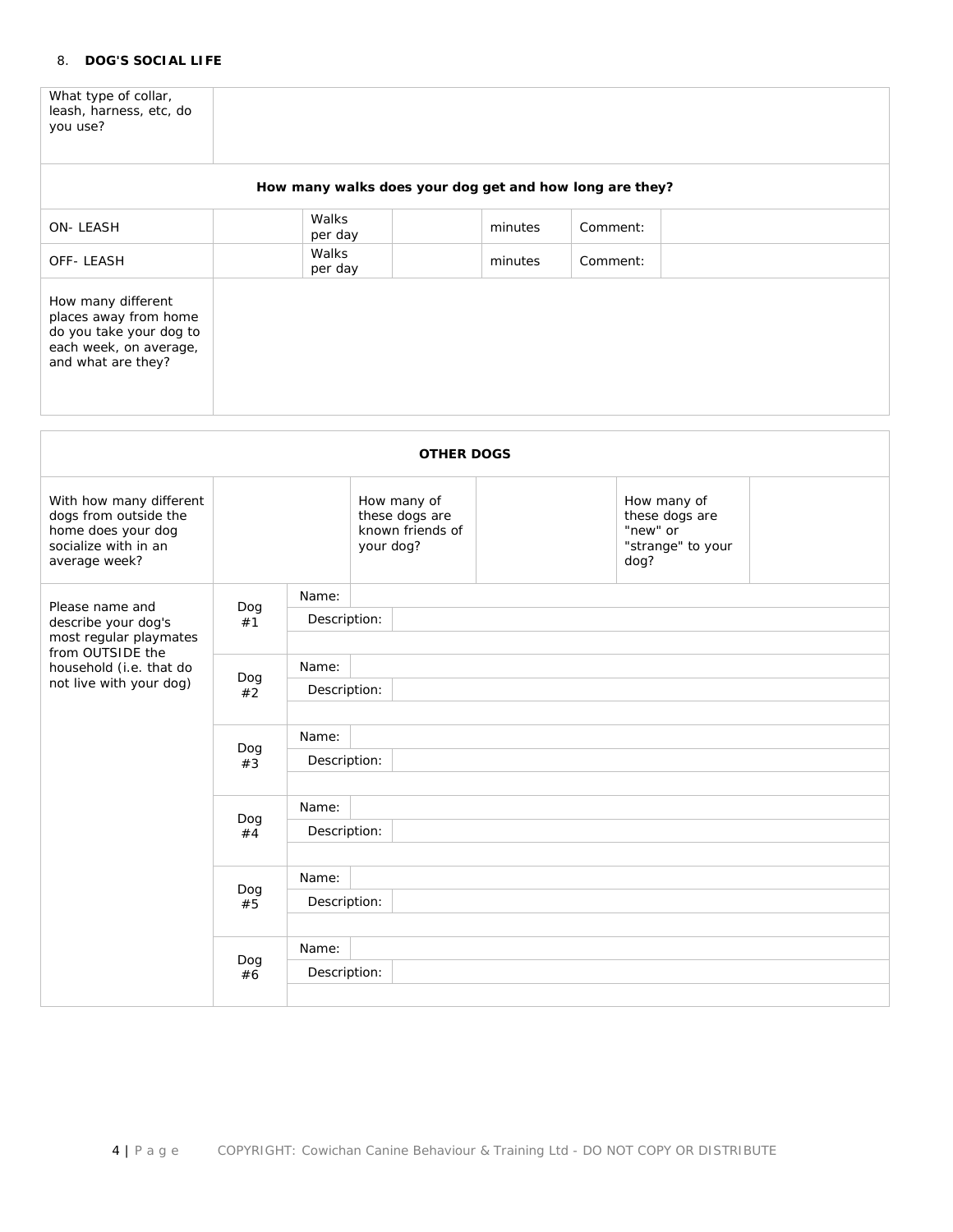8. **DOG'S SOCIAL LIFE**

| What type of collar, leash, harness, etc, do you use? | | | | | | |
|---|---|---|---|---|---|---|
| **How many walks does your dog get and how long are they?** | | | | | | |
| ON- LEASH | | Walks per day | | minutes | Comment: | |
| OFF- LEASH | | Walks per day | | minutes | Comment: | |
| How many different places away from home do you take your dog to each week, on average, and what are they? | | | | | | |

| **OTHER DOGS** | | | | | | |
|---|---|---|---|---|---|---|
| With how many different dogs from outside the home does your dog socialize with in an average week? | | How many of these dogs are known friends of your dog? | | How many of these dogs are "new" or "strange" to your dog? | | |
| Please name and describe your dog's most regular playmates from OUTSIDE the household (i.e. that do not live with your dog) | Dog #1 | Name: | | | | |
| | | Description: | | | | |
| | Dog #2 | Name: | | | | |
| | | Description: | | | | |
| | Dog #3 | Name: | | | | |
| | | Description: | | | | |
| | Dog #4 | Name: | | | | |
| | | Description: | | | | |
| | Dog #5 | Name: | | | | |
| | | Description: | | | | |
| | Dog #6 | Name: | | | | |
| | | Description: | | | | |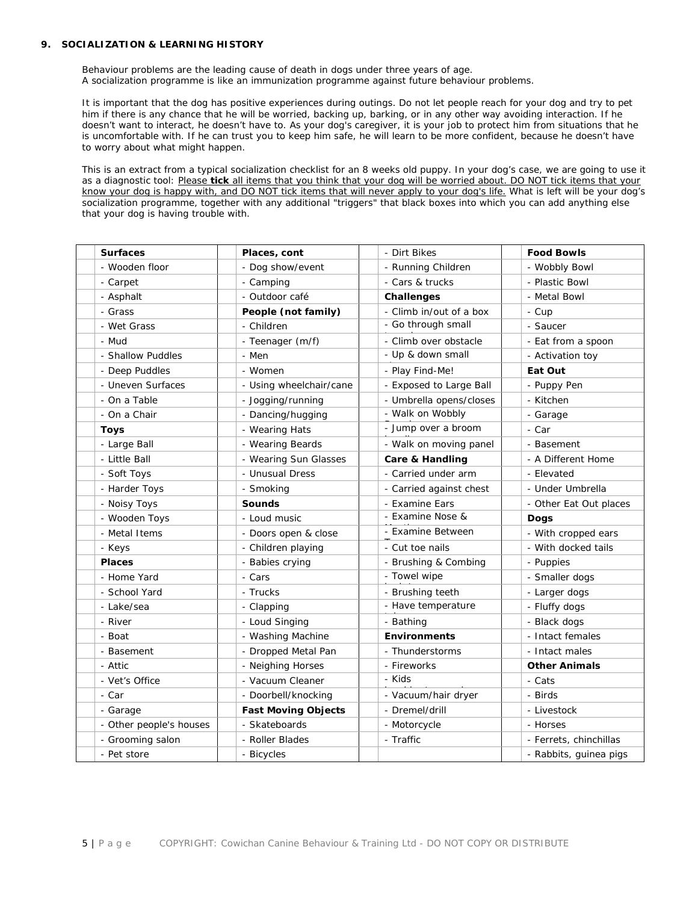### 9. SOCIALIZATION & LEARNING HISTORY

Behaviour problems are the leading cause of death in dogs under three years of age.
A socialization programme is like an immunization programme against future behaviour problems.

It is important that the dog has positive experiences during outings. Do not let people reach for your dog and try to pet him if there is any chance that he will be worried, backing up, barking, or in any other way avoiding interaction. If he doesn't want to interact, he doesn't have to. As your dog's caregiver, it is your job to protect him from situations that he is uncomfortable with. If he can trust you to keep him safe, he will learn to be more confident, because he doesn't have to worry about what might happen.

This is an extract from a typical socialization checklist for an 8 weeks old puppy. In your dog's case, we are going to use it as a diagnostic tool: <u>Please **tick** all items that you think that your dog will be worried about. DO NOT tick items that your know your dog is happy with, and DO NOT tick items that will never apply to your dog's life.</u> What is left will be your dog's socialization programme, together with any additional "triggers" that black boxes into which you can add anything else that your dog is having trouble with.

| | **Surfaces** | | **Places, cont** | | - Dirt Bikes | | **Food Bowls** |
|---|---|---|---|---|---|---|---|
| | - Wooden floor | | - Dog show/event | | - Running Children | | - Wobbly Bowl |
| | - Carpet | | - Camping | | - Cars & trucks | | - Plastic Bowl |
| | - Asphalt | | - Outdoor café | | **Challenges** | | - Metal Bowl |
| | - Grass | | **People (not family)** | | - Climb in/out of a box | | - Cup |
| | - Wet Grass | | - Children | | - Go through small | | - Saucer |
| | - Mud | | - Teenager (m/f) | | - Climb over obstacle | | - Eat from a spoon |
| | - Shallow Puddles | | - Men | | - Up & down small | | - Activation toy |
| | - Deep Puddles | | - Women | | - Play Find-Me! | | **Eat Out** |
| | - Uneven Surfaces | | - Using wheelchair/cane | | - Exposed to Large Ball | | - Puppy Pen |
| | - On a Table | | - Jogging/running | | - Umbrella opens/closes | | - Kitchen |
| | - On a Chair | | - Dancing/hugging | | - Walk on Wobbly | | - Garage |
| | **Toys** | | - Wearing Hats | | - Jump over a broom | | - Car |
| | - Large Ball | | - Wearing Beards | | - Walk on moving panel | | - Basement |
| | - Little Ball | | - Wearing Sun Glasses | | **Care & Handling** | | - A Different Home |
| | - Soft Toys | | - Unusual Dress | | - Carried under arm | | - Elevated |
| | - Harder Toys | | - Smoking | | - Carried against chest | | - Under Umbrella |
| | - Noisy Toys | | **Sounds** | | - Examine Ears | | - Other Eat Out places |
| | - Wooden Toys | | - Loud music | | - Examine Nose & | | **Dogs** |
| | - Metal Items | | - Doors open & close | | - Examine Between | | - With cropped ears |
| | - Keys | | - Children playing | | - Cut toe nails | | - With docked tails |
| | **Places** | | - Babies crying | | - Brushing & Combing | | - Puppies |
| | - Home Yard | | - Cars | | - Towel wipe | | - Smaller dogs |
| | - School Yard | | - Trucks | | - Brushing teeth | | - Larger dogs |
| | - Lake/sea | | - Clapping | | - Have temperature | | - Fluffy dogs |
| | - River | | - Loud Singing | | - Bathing | | - Black dogs |
| | - Boat | | - Washing Machine | | **Environments** | | - Intact females |
| | - Basement | | - Dropped Metal Pan | | - Thunderstorms | | - Intact males |
| | - Attic | | - Neighing Horses | | - Fireworks | | **Other Animals** |
| | - Vet's Office | | - Vacuum Cleaner | | - Kids | | - Cats |
| | - Car | | - Doorbell/knocking | | - Vacuum/hair dryer | | - Birds |
| | - Garage | | **Fast Moving Objects** | | - Dremel/drill | | - Livestock |
| | - Other people's houses | | - Skateboards | | - Motorcycle | | - Horses |
| | - Grooming salon | | - Roller Blades | | - Traffic | | - Ferrets, chinchillas |
| | - Pet store | | - Bicycles | | | | - Rabbits, guinea pigs |

COPYRIGHT: Cowichan Canine Behaviour & Training Ltd - DO NOT COPY OR DISTRIBUTE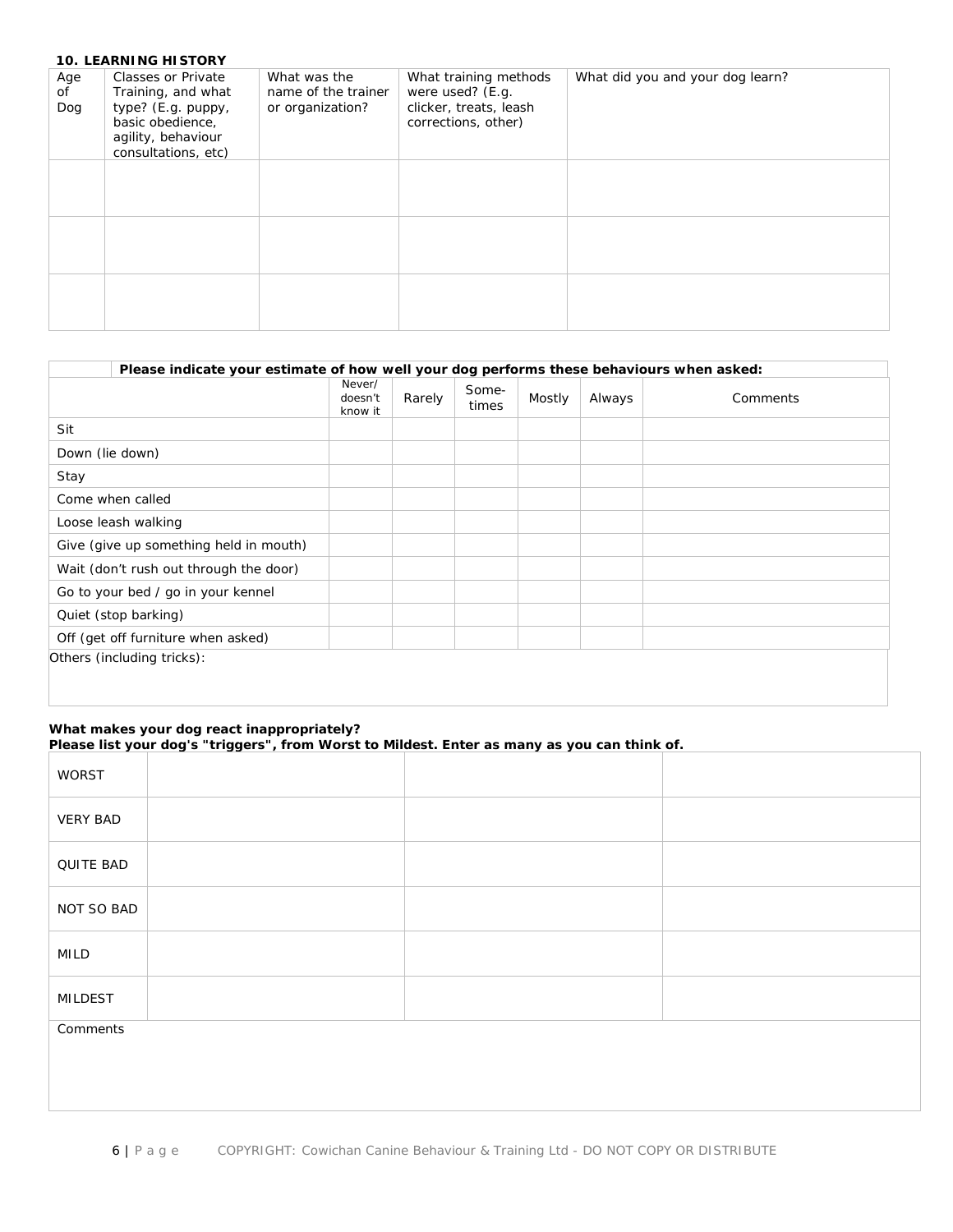**10. LEARNING HISTORY**

| Age of Dog | Classes or Private Training, and what type? (E.g. puppy, basic obedience, agility, behaviour consultations, etc) | What was the name of the trainer or organization? | What training methods were used? (E.g. clicker, treats, leash corrections, other) | What did you and your dog learn? |
|---|---|---|---|---|
| | | | | |
| | | | | |
| | | | | |

**Please indicate your estimate of how well your dog performs these behaviours when asked:**

| | Never/ doesn't know it | Rarely | Some-times | Mostly | Always | Comments |
|---|---|---|---|---|---|---|
| Sit | | | | | | |
| Down (lie down) | | | | | | |
| Stay | | | | | | |
| Come when called | | | | | | |
| Loose leash walking | | | | | | |
| Give (give up something held in mouth) | | | | | | |
| Wait (don't rush out through the door) | | | | | | |
| Go to your bed / go in your kennel | | | | | | |
| Quiet (stop barking) | | | | | | |
| Off (get off furniture when asked) | | | | | | |

Others (including tricks):

**What makes your dog react inappropriately?**
**Please list your dog's "triggers", from Worst to Mildest. Enter as many as you can think of.**

| | | | |
|---|---|---|---|
| WORST | | | |
| VERY BAD | | | |
| QUITE BAD | | | |
| NOT SO BAD | | | |
| MILD | | | |
| MILDEST | | | |

Comments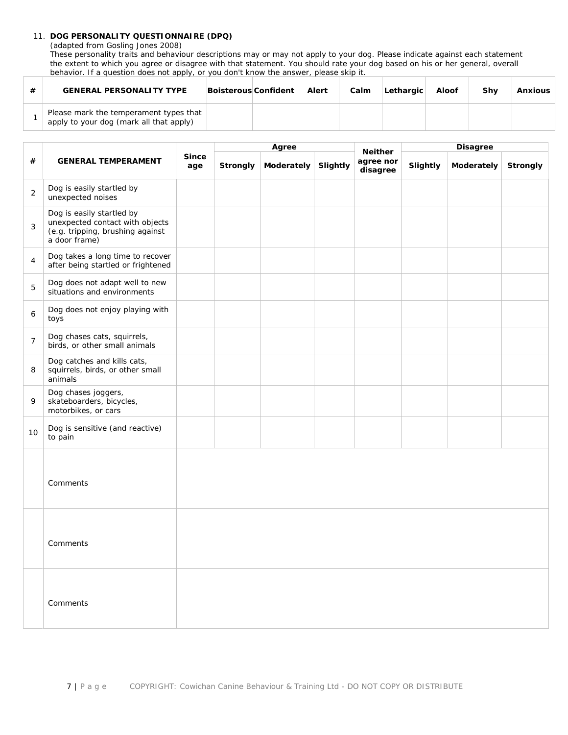11. **DOG PERSONALITY QUESTIONNAIRE (DPQ)**
*(adapted from Gosling Jones 2008)*
These personality traits and behaviour descriptions may or may not apply to your dog. Please indicate against each statement the extent to which you agree or disagree with that statement. You should rate your dog based on his or her general, overall behavior. If a question does not apply, or you don't know the answer, please skip it.

| # | GENERAL PERSONALITY TYPE | Boisterous | Confident | Alert | Calm | Lethargic | Aloof | Shy | Anxious |
|---|---|---|---|---|---|---|---|---|---|
| 1 | Please mark the temperament types that apply to your dog (mark all that apply) | | | | | | | | |

| # | GENERAL TEMPERAMENT | Since age | Agree | | | Neither agree nor disagree | Disagree | | |
|---|---|---|---|---|---|---|---|---|---|
| | | | Strongly | Moderately | Slightly | | Slightly | Moderately | Strongly |
| 2 | Dog is easily startled by unexpected noises | | | | | | | | |
| 3 | Dog is easily startled by unexpected contact with objects (e.g. tripping, brushing against a door frame) | | | | | | | | |
| 4 | Dog takes a long time to recover after being startled or frightened | | | | | | | | |
| 5 | Dog does not adapt well to new situations and environments | | | | | | | | |
| 6 | Dog does not enjoy playing with toys | | | | | | | | |
| 7 | Dog chases cats, squirrels, birds, or other small animals | | | | | | | | |
| 8 | Dog catches and kills cats, squirrels, birds, or other small animals | | | | | | | | |
| 9 | Dog chases joggers, skateboarders, bicycles, motorbikes, or cars | | | | | | | | |
| 10 | Dog is sensitive (and reactive) to pain | | | | | | | | |
| | Comments | | | | | | | | |
| | Comments | | | | | | | | |
| | Comments | | | | | | | | |

COPYRIGHT: Cowichan Canine Behaviour & Training Ltd - DO NOT COPY OR DISTRIBUTE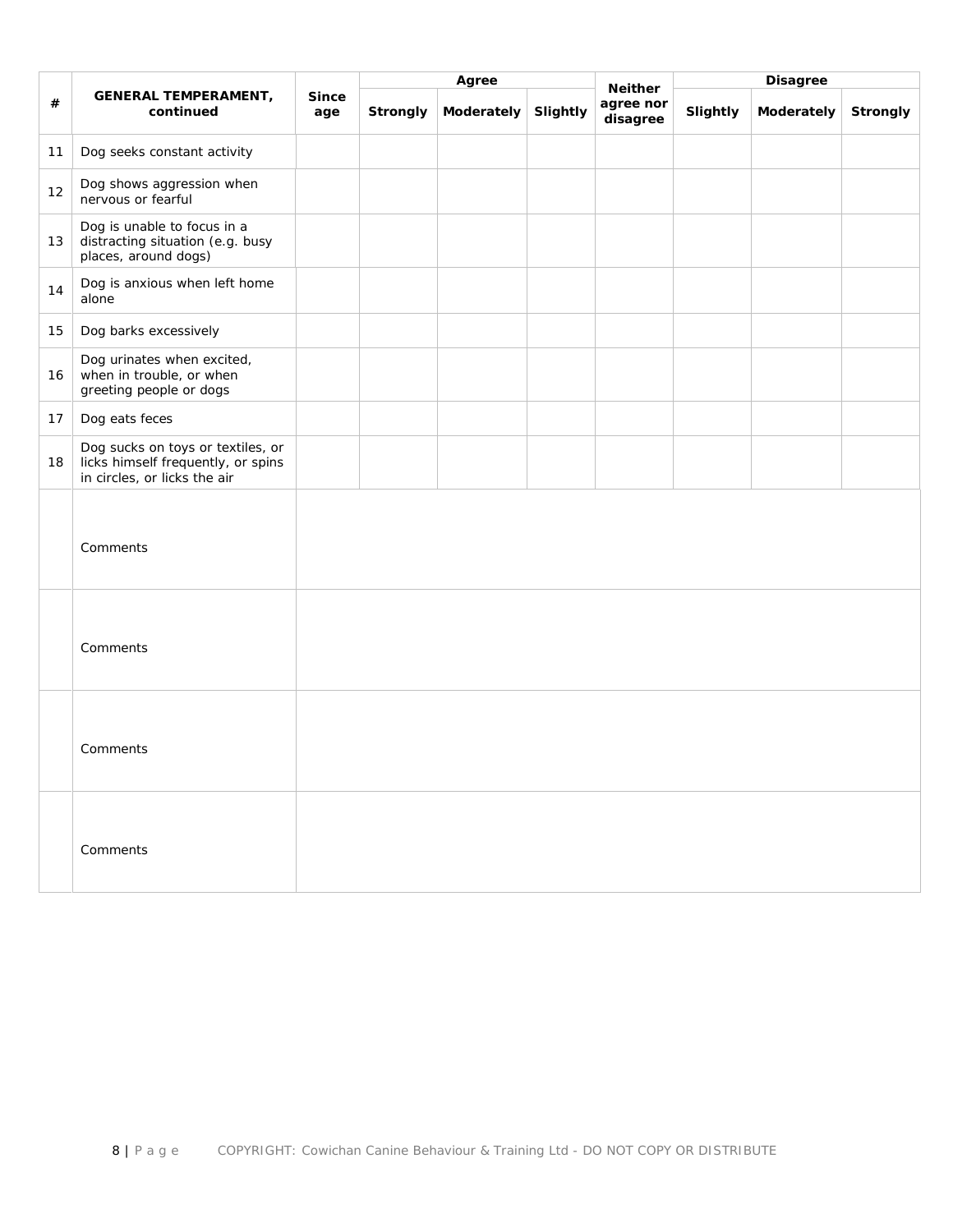| # | GENERAL TEMPERAMENT, continued | Since age | Agree | | | Neither agree nor disagree | Disagree | | |
|---|---|---|---|---|---|---|---|---|---|
| | | | Strongly | Moderately | Slightly | | Slightly | Moderately | Strongly |
| 11 | Dog seeks constant activity | | | | | | | | |
| 12 | Dog shows aggression when nervous or fearful | | | | | | | | |
| 13 | Dog is unable to focus in a distracting situation (e.g. busy places, around dogs) | | | | | | | | |
| 14 | Dog is anxious when left home alone | | | | | | | | |
| 15 | Dog barks excessively | | | | | | | | |
| 16 | Dog urinates when excited, when in trouble, or when greeting people or dogs | | | | | | | | |
| 17 | Dog eats feces | | | | | | | | |
| 18 | Dog sucks on toys or textiles, or licks himself frequently, or spins in circles, or licks the air | | | | | | | | |
| | Comments | | | | | | | | |
| | Comments | | | | | | | | |
| | Comments | | | | | | | | |
| | Comments | | | | | | | | |

COPYRIGHT: Cowichan Canine Behaviour & Training Ltd - DO NOT COPY OR DISTRIBUTE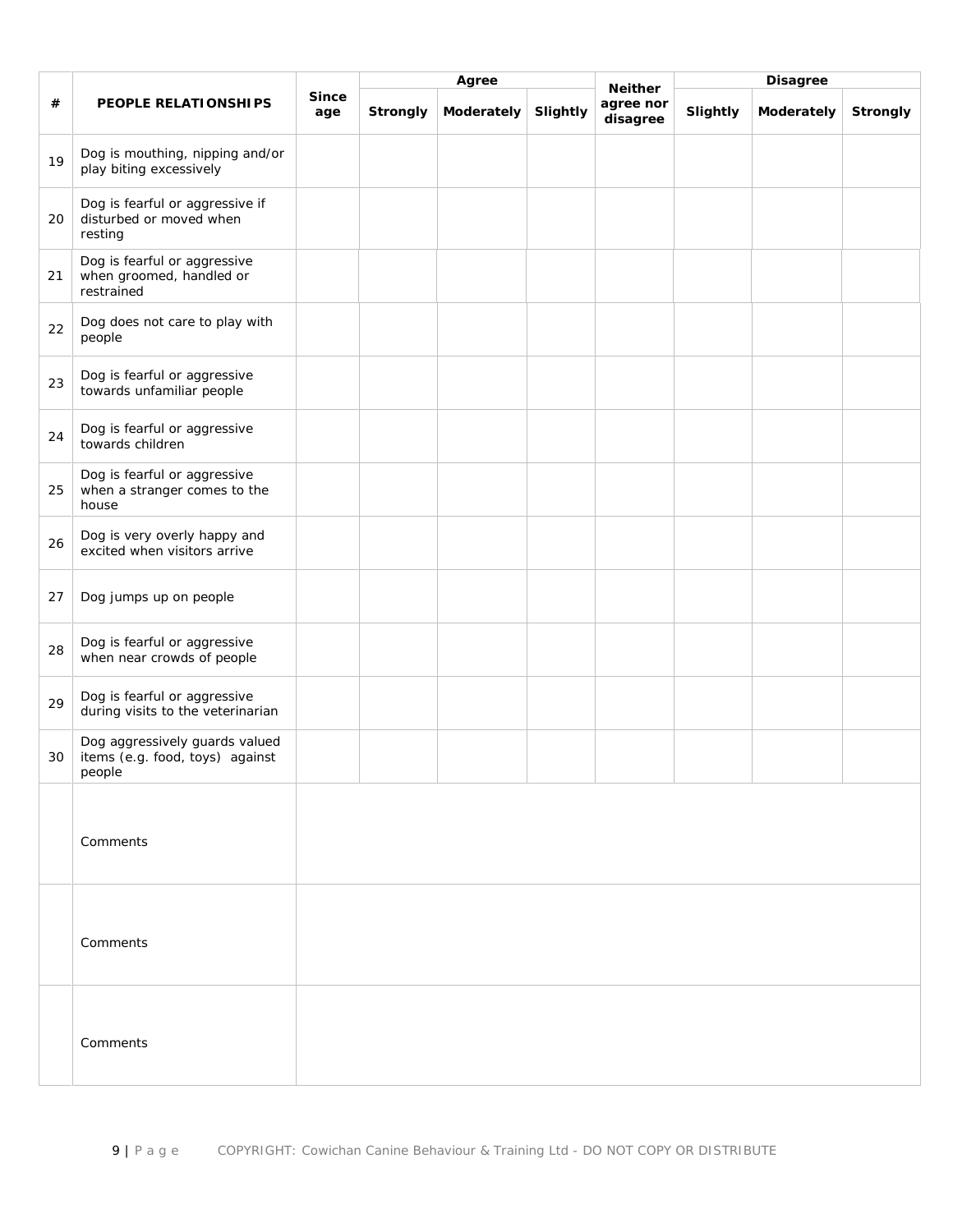| # | PEOPLE RELATIONSHIPS | Since age | Agree | | | Neither agree nor disagree | Disagree | | |
|---|---|---|---|---|---|---|---|---|---|
| | | | Strongly | Moderately | Slightly | | Slightly | Moderately | Strongly |
| 19 | Dog is mouthing, nipping and/or play biting excessively | | | | | | | | |
| 20 | Dog is fearful or aggressive if disturbed or moved when resting | | | | | | | | |
| 21 | Dog is fearful or aggressive when groomed, handled or restrained | | | | | | | | |
| 22 | Dog does not care to play with people | | | | | | | | |
| 23 | Dog is fearful or aggressive towards unfamiliar people | | | | | | | | |
| 24 | Dog is fearful or aggressive towards children | | | | | | | | |
| 25 | Dog is fearful or aggressive when a stranger comes to the house | | | | | | | | |
| 26 | Dog is very overly happy and excited when visitors arrive | | | | | | | | |
| 27 | Dog jumps up on people | | | | | | | | |
| 28 | Dog is fearful or aggressive when near crowds of people | | | | | | | | |
| 29 | Dog is fearful or aggressive during visits to the veterinarian | | | | | | | | |
| 30 | Dog aggressively guards valued items (e.g. food, toys) against people | | | | | | | | |
| | Comments | | | | | | | | |
| | Comments | | | | | | | | |
| | Comments | | | | | | | | |

COPYRIGHT: Cowichan Canine Behaviour & Training Ltd - DO NOT COPY OR DISTRIBUTE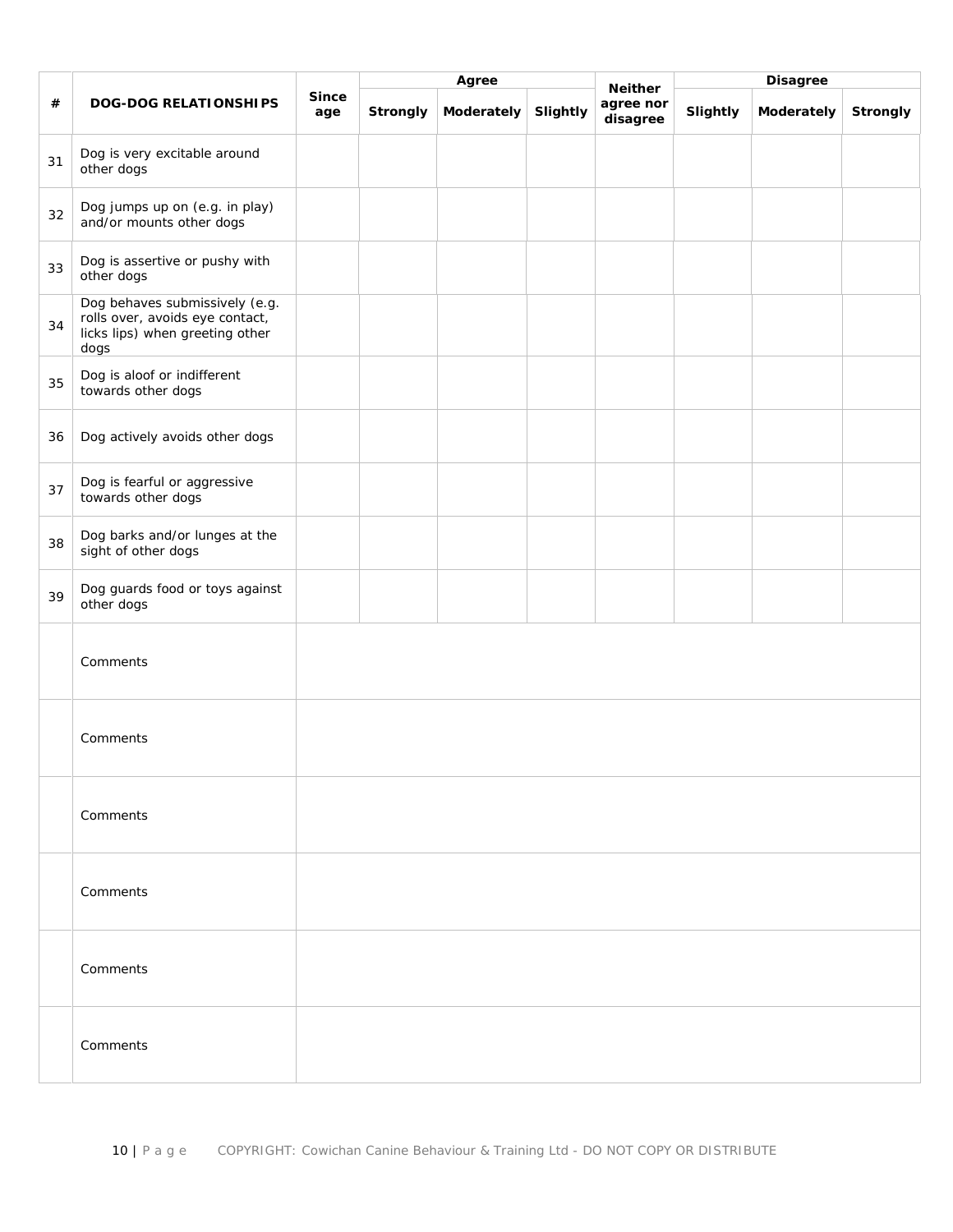| # | DOG-DOG RELATIONSHIPS | Since age | Agree | | | Neither agree nor disagree | Disagree | | |
|---|---|---|---|---|---|---|---|---|---|
| | | | Strongly | Moderately | Slightly | | Slightly | Moderately | Strongly |
| 31 | Dog is very excitable around other dogs | | | | | | | | |
| 32 | Dog jumps up on (e.g. in play) and/or mounts other dogs | | | | | | | | |
| 33 | Dog is assertive or pushy with other dogs | | | | | | | | |
| 34 | Dog behaves submissively (e.g. rolls over, avoids eye contact, licks lips) when greeting other dogs | | | | | | | | |
| 35 | Dog is aloof or indifferent towards other dogs | | | | | | | | |
| 36 | Dog actively avoids other dogs | | | | | | | | |
| 37 | Dog is fearful or aggressive towards other dogs | | | | | | | | |
| 38 | Dog barks and/or lunges at the sight of other dogs | | | | | | | | |
| 39 | Dog guards food or toys against other dogs | | | | | | | | |
| | Comments | | | | | | | | |
| | Comments | | | | | | | | |
| | Comments | | | | | | | | |
| | Comments | | | | | | | | |
| | Comments | | | | | | | | |
| | Comments | | | | | | | | |

COPYRIGHT: Cowichan Canine Behaviour & Training Ltd - DO NOT COPY OR DISTRIBUTE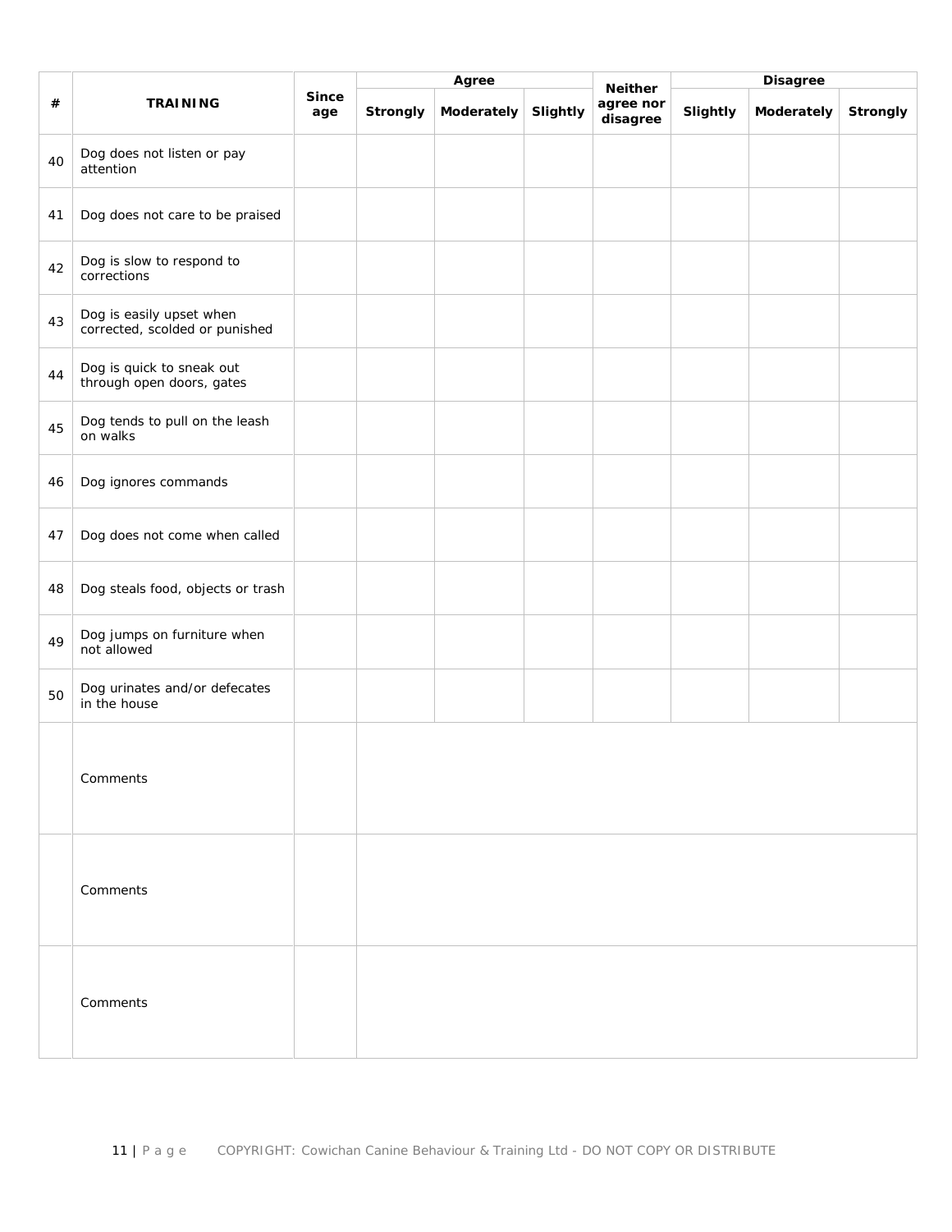| # | TRAINING | Since age | Agree | | | Neither agree nor disagree | Disagree | | |
|---|---|---|---|---|---|---|---|---|---|
| | | | Strongly | Moderately | Slightly | | Slightly | Moderately | Strongly |
| 40 | Dog does not listen or pay attention | | | | | | | | |
| 41 | Dog does not care to be praised | | | | | | | | |
| 42 | Dog is slow to respond to corrections | | | | | | | | |
| 43 | Dog is easily upset when corrected, scolded or punished | | | | | | | | |
| 44 | Dog is quick to sneak out through open doors, gates | | | | | | | | |
| 45 | Dog tends to pull on the leash on walks | | | | | | | | |
| 46 | Dog ignores commands | | | | | | | | |
| 47 | Dog does not come when called | | | | | | | | |
| 48 | Dog steals food, objects or trash | | | | | | | | |
| 49 | Dog jumps on furniture when not allowed | | | | | | | | |
| 50 | Dog urinates and/or defecates in the house | | | | | | | | |
| | Comments | | | | | | | | |
| | Comments | | | | | | | | |
| | Comments | | | | | | | | |

COPYRIGHT: Cowichan Canine Behaviour & Training Ltd - DO NOT COPY OR DISTRIBUTE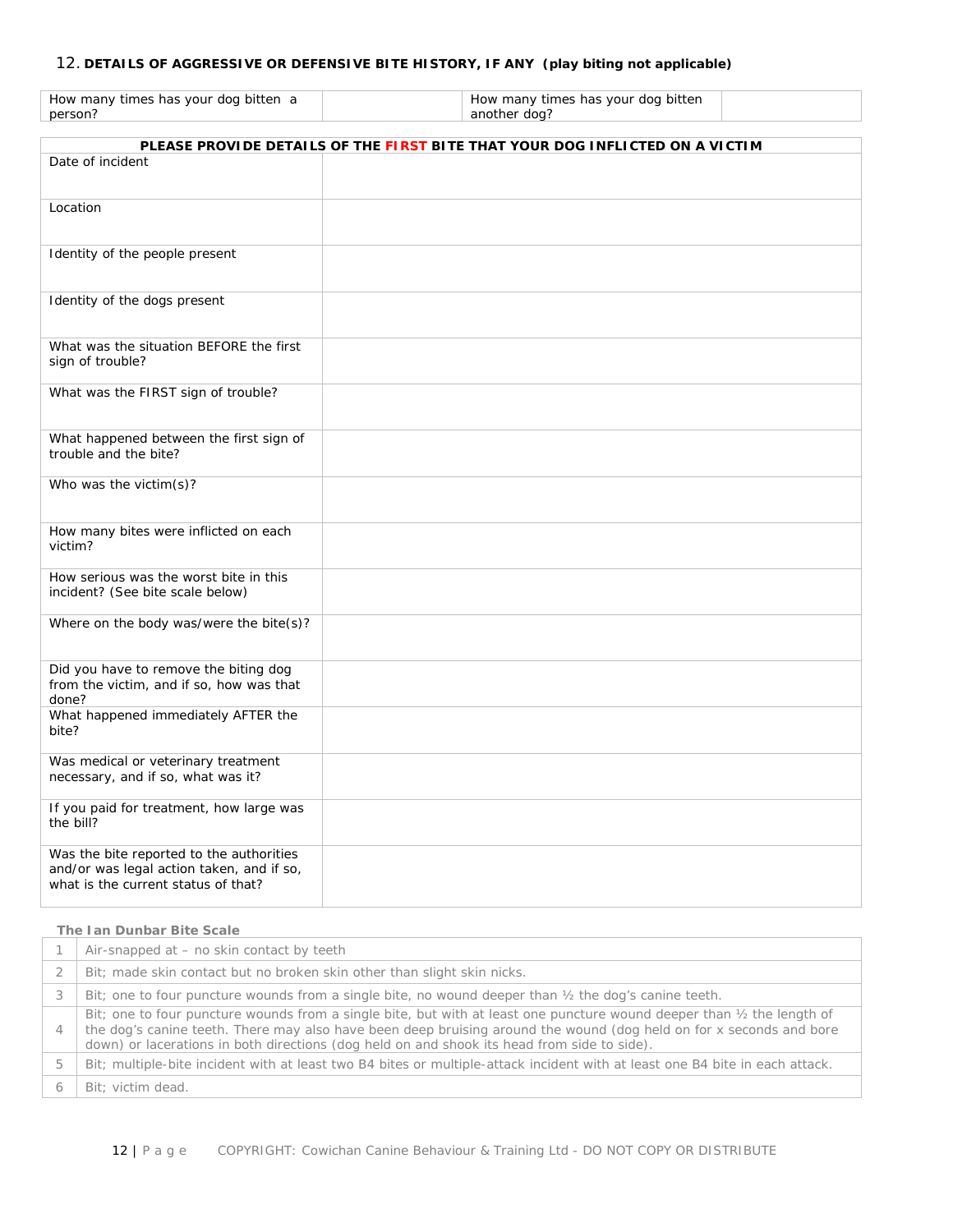## 12. DETAILS OF AGGRESSIVE OR DEFENSIVE BITE HISTORY, IF ANY (play biting not applicable)

| How many times has your dog bitten a person? | | How many times has your dog bitten another dog? | |
|---|---|---|---|

| PLEASE PROVIDE DETAILS OF THE FIRST BITE THAT YOUR DOG INFLICTED ON A VICTIM | |
|---|---|
| Date of incident | |
| Location | |
| Identity of the people present | |
| Identity of the dogs present | |
| What was the situation BEFORE the first sign of trouble? | |
| What was the FIRST sign of trouble? | |
| What happened between the first sign of trouble and the bite? | |
| Who was the victim(s)? | |
| How many bites were inflicted on each victim? | |
| How serious was the worst bite in this incident? (See bite scale below) | |
| Where on the body was/were the bite(s)? | |
| Did you have to remove the biting dog from the victim, and if so, how was that done? | |
| What happened immediately AFTER the bite? | |
| Was medical or veterinary treatment necessary, and if so, what was it? | |
| If you paid for treatment, how large was the bill? | |
| Was the bite reported to the authorities and/or was legal action taken, and if so, what is the current status of that? | |

**The Ian Dunbar Bite Scale**

| | |
|---|---|
| 1 | Air-snapped at – no skin contact by teeth |
| 2 | Bit; made skin contact but no broken skin other than slight skin nicks. |
| 3 | Bit; one to four puncture wounds from a single bite, no wound deeper than ½ the dog's canine teeth. |
| 4 | Bit; one to four puncture wounds from a single bite, but with at least one puncture wound deeper than ½ the length of the dog's canine teeth. There may also have been deep bruising around the wound (dog held on for x seconds and bore down) or lacerations in both directions (dog held on and shook its head from side to side). |
| 5 | Bit; multiple-bite incident with at least two B4 bites or multiple-attack incident with at least one B4 bite in each attack. |
| 6 | Bit; victim dead. |

COPYRIGHT: Cowichan Canine Behaviour & Training Ltd - DO NOT COPY OR DISTRIBUTE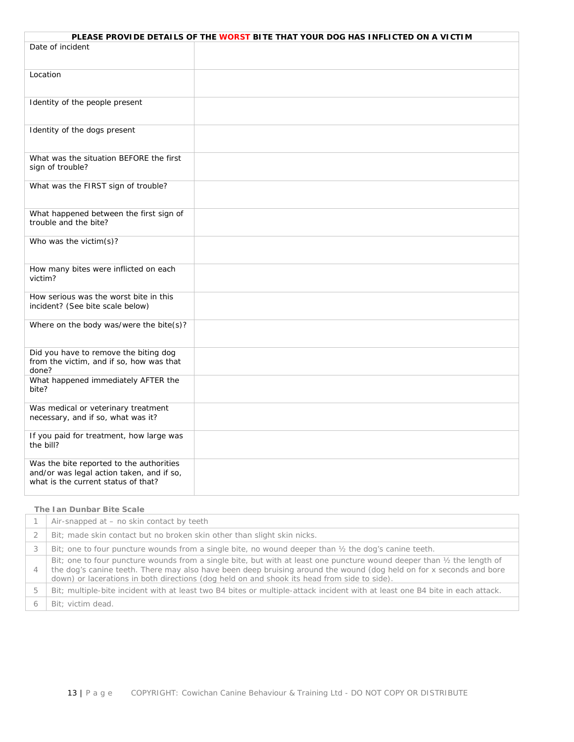| PLEASE PROVIDE DETAILS OF THE **WORST** BITE THAT YOUR DOG HAS INFLICTED ON A VICTIM | |
|---|---|
| Date of incident | |
| Location | |
| Identity of the people present | |
| Identity of the dogs present | |
| What was the situation BEFORE the first sign of trouble? | |
| What was the FIRST sign of trouble? | |
| What happened between the first sign of trouble and the bite? | |
| Who was the victim(s)? | |
| How many bites were inflicted on each victim? | |
| How serious was the worst bite in this incident? (See bite scale below) | |
| Where on the body was/were the bite(s)? | |
| Did you have to remove the biting dog from the victim, and if so, how was that done? | |
| What happened immediately AFTER the bite? | |
| Was medical or veterinary treatment necessary, and if so, what was it? | |
| If you paid for treatment, how large was the bill? | |
| Was the bite reported to the authorities and/or was legal action taken, and if so, what is the current status of that? | |

**The Ian Dunbar Bite Scale**

| | |
|---|---|
| 1 | Air-snapped at – no skin contact by teeth |
| 2 | Bit; made skin contact but no broken skin other than slight skin nicks. |
| 3 | Bit; one to four puncture wounds from a single bite, no wound deeper than ½ the dog's canine teeth. |
| 4 | Bit; one to four puncture wounds from a single bite, but with at least one puncture wound deeper than ½ the length of the dog's canine teeth. There may also have been deep bruising around the wound (dog held on for x seconds and bore down) or lacerations in both directions (dog held on and shook its head from side to side). |
| 5 | Bit; multiple-bite incident with at least two B4 bites or multiple-attack incident with at least one B4 bite in each attack. |
| 6 | Bit; victim dead. |

COPYRIGHT: Cowichan Canine Behaviour & Training Ltd - DO NOT COPY OR DISTRIBUTE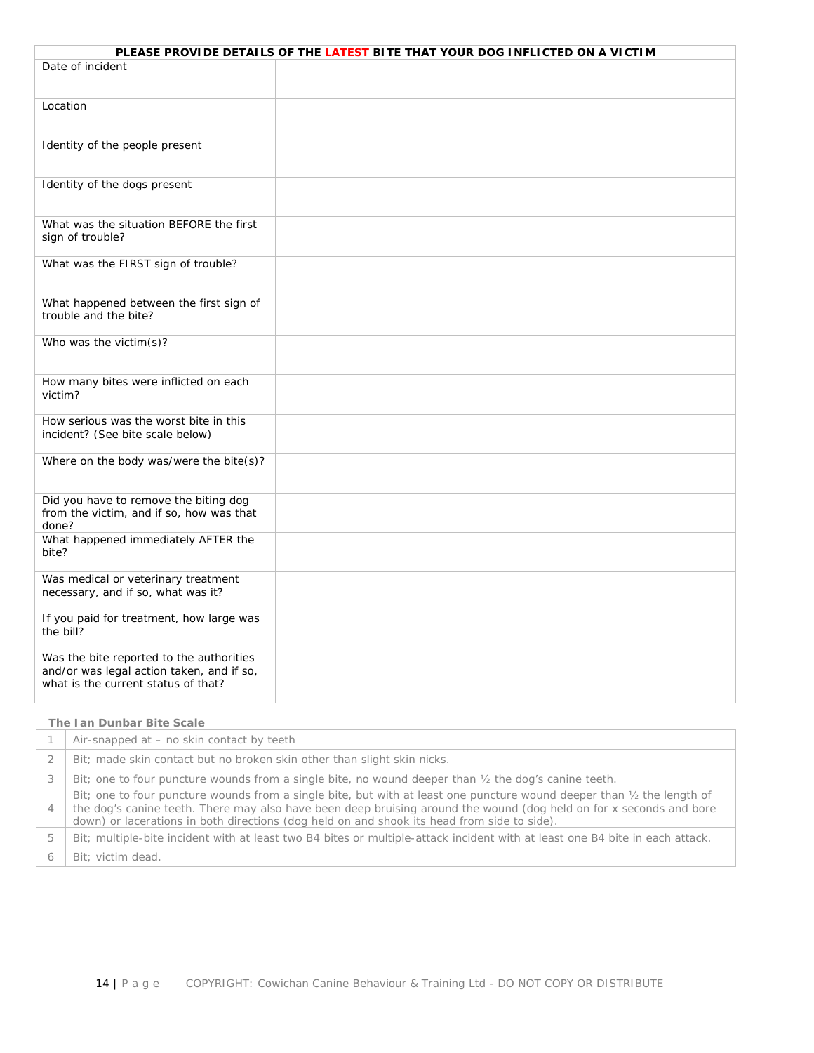| PLEASE PROVIDE DETAILS OF THE LATEST BITE THAT YOUR DOG INFLICTED ON A VICTIM | |
|---|---|
| Date of incident | |
| Location | |
| Identity of the people present | |
| Identity of the dogs present | |
| What was the situation BEFORE the first sign of trouble? | |
| What was the FIRST sign of trouble? | |
| What happened between the first sign of trouble and the bite? | |
| Who was the victim(s)? | |
| How many bites were inflicted on each victim? | |
| How serious was the worst bite in this incident? (See bite scale below) | |
| Where on the body was/were the bite(s)? | |
| Did you have to remove the biting dog from the victim, and if so, how was that done? | |
| What happened immediately AFTER the bite? | |
| Was medical or veterinary treatment necessary, and if so, what was it? | |
| If you paid for treatment, how large was the bill? | |
| Was the bite reported to the authorities and/or was legal action taken, and if so, what is the current status of that? | |

**The Ian Dunbar Bite Scale**

| | |
|---|---|
| 1 | Air-snapped at – no skin contact by teeth |
| 2 | Bit; made skin contact but no broken skin other than slight skin nicks. |
| 3 | Bit; one to four puncture wounds from a single bite, no wound deeper than ½ the dog's canine teeth. |
| 4 | Bit; one to four puncture wounds from a single bite, but with at least one puncture wound deeper than ½ the length of the dog's canine teeth. There may also have been deep bruising around the wound (dog held on for x seconds and bore down) or lacerations in both directions (dog held on and shook its head from side to side). |
| 5 | Bit; multiple-bite incident with at least two B4 bites or multiple-attack incident with at least one B4 bite in each attack. |
| 6 | Bit; victim dead. |

COPYRIGHT: Cowichan Canine Behaviour & Training Ltd - DO NOT COPY OR DISTRIBUTE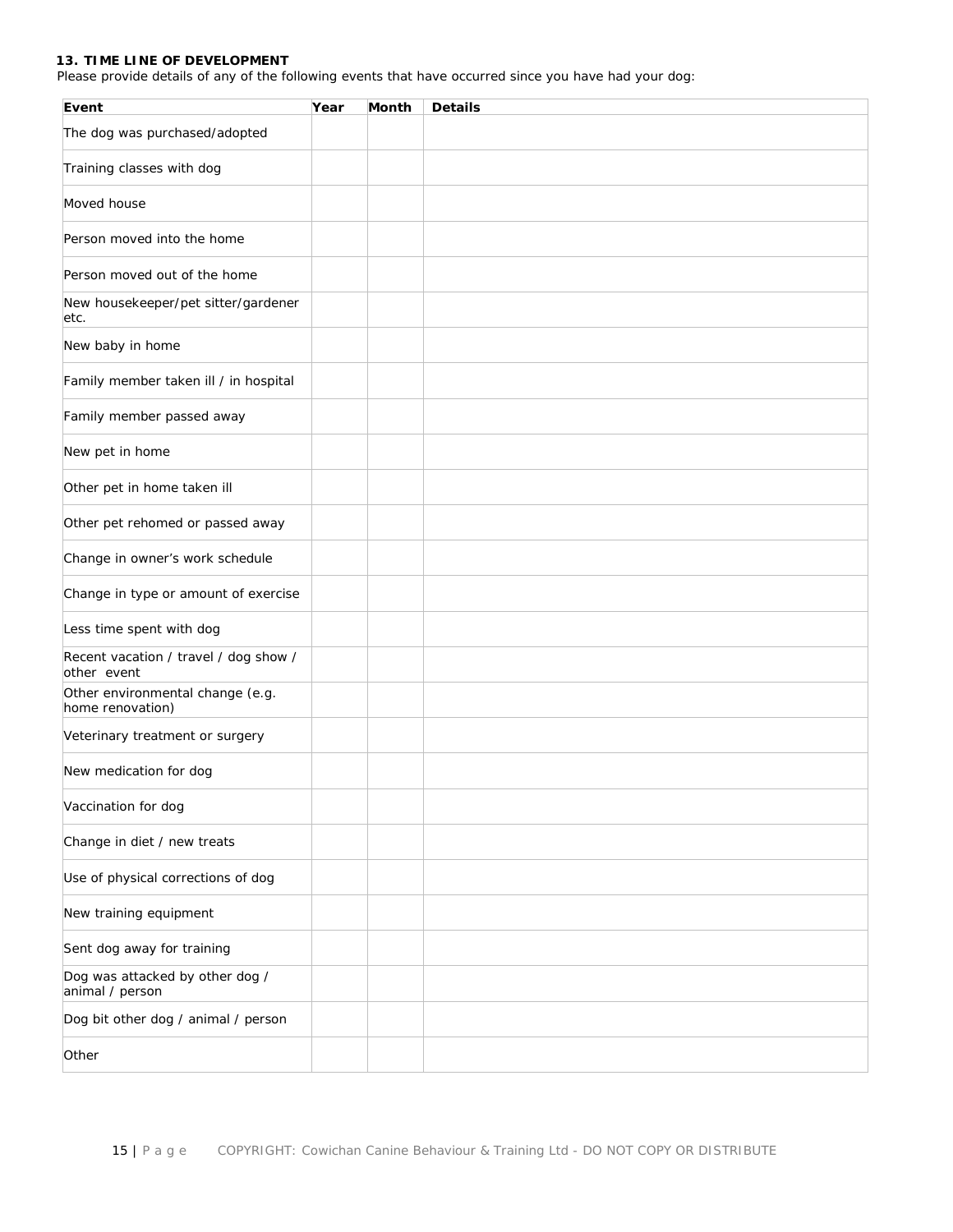**13. TIME LINE OF DEVELOPMENT**

Please provide details of any of the following events that have occurred since you have had your dog:

| Event | Year | Month | Details |
|---|---|---|---|
| The dog was purchased/adopted | | | |
| Training classes with dog | | | |
| Moved house | | | |
| Person moved into the home | | | |
| Person moved out of the home | | | |
| New housekeeper/pet sitter/gardener etc. | | | |
| New baby in home | | | |
| Family member taken ill / in hospital | | | |
| Family member passed away | | | |
| New pet in home | | | |
| Other pet in home taken ill | | | |
| Other pet rehomed or passed away | | | |
| Change in owner's work schedule | | | |
| Change in type or amount of exercise | | | |
| Less time spent with dog | | | |
| Recent vacation / travel / dog show / other event | | | |
| Other environmental change (e.g. home renovation) | | | |
| Veterinary treatment or surgery | | | |
| New medication for dog | | | |
| Vaccination for dog | | | |
| Change in diet / new treats | | | |
| Use of physical corrections of dog | | | |
| New training equipment | | | |
| Sent dog away for training | | | |
| Dog was attacked by other dog / animal / person | | | |
| Dog bit other dog / animal / person | | | |
| Other | | | |

COPYRIGHT: Cowichan Canine Behaviour & Training Ltd - DO NOT COPY OR DISTRIBUTE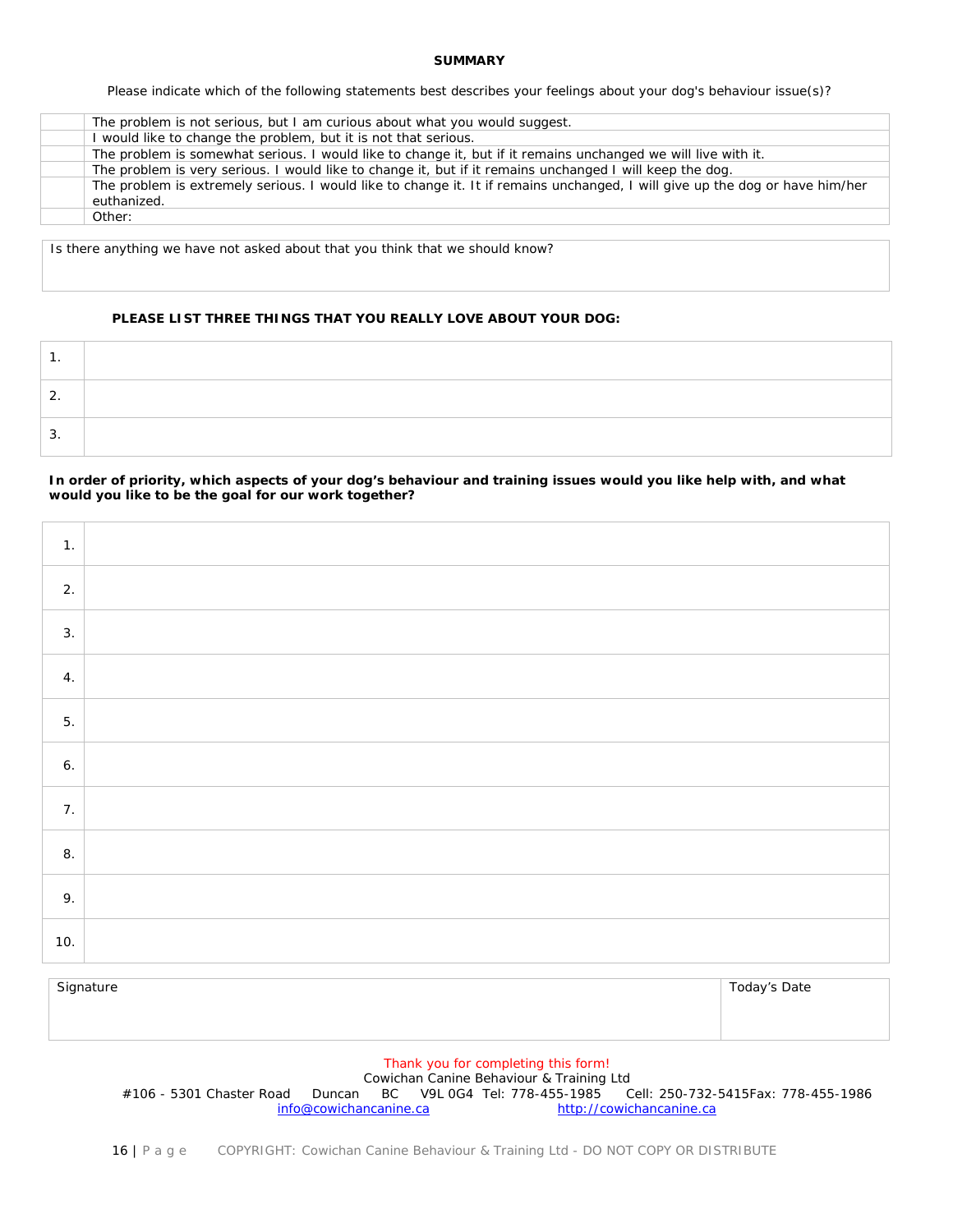**SUMMARY**

Please indicate which of the following statements best describes your feelings about your dog's behaviour issue(s)?

| | |
|---|---|
| | The problem is not serious, but I am curious about what you would suggest. |
| | I would like to change the problem, but it is not that serious. |
| | The problem is somewhat serious. I would like to change it, but if it remains unchanged we will live with it. |
| | The problem is very serious. I would like to change it, but if it remains unchanged I will keep the dog. |
| | The problem is extremely serious. I would like to change it. It if remains unchanged, I will give up the dog or have him/her euthanized. |
| | Other: |

| |
|---|
| Is there anything we have not asked about that you think that we should know? |

**PLEASE LIST THREE THINGS THAT YOU REALLY LOVE ABOUT YOUR DOG:**

| | |
|---|---|
| 1. | |
| 2. | |
| 3. | |

**In order of priority, which aspects of your dog's behaviour and training issues would you like help with, and what would you like to be the goal for our work together?**

| | |
|---|---|
| 1. | |
| 2. | |
| 3. | |
| 4. | |
| 5. | |
| 6. | |
| 7. | |
| 8. | |
| 9. | |
| 10. | |

| | |
|---|---|
| Signature | Today's Date |

Thank you for completing this form!

Cowichan Canine Behaviour & Training Ltd

#106 - 5301 Chaster Road Duncan BC V9L 0G4 Tel: 778-455-1985 Cell: 250-732-5415 Fax: 778-455-1986

info@cowichancanine.ca http://cowichancanine.ca

COPYRIGHT: Cowichan Canine Behaviour & Training Ltd - DO NOT COPY OR DISTRIBUTE